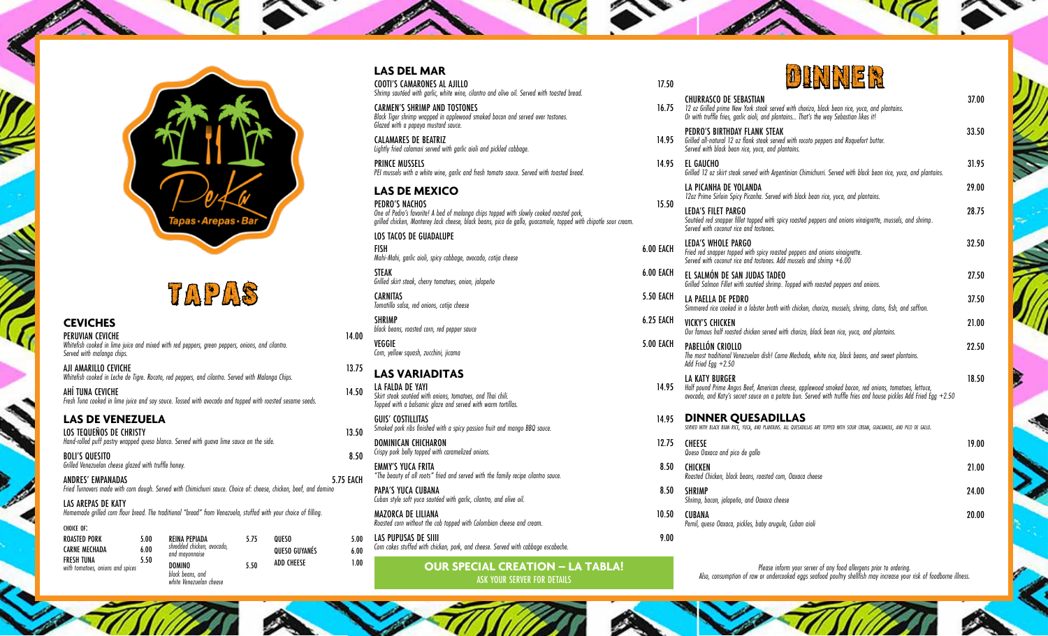Tapas · Arepas · Bar

# TAPAS

## CEVICHES

**PERUVIAN CEVICHE** — 14.00
*Whitefish cooked in lime juice and mixed with red peppers, green peppers, onions, and cilantro. Served with malanga chips.*

**AJI AMARILLO CEVICHE** — 13.75
*Whitefish cooked in Leche de Tigre. Rocoto, red peppers, and cilantro. Served with Malanga Chips.*

**AHÍ TUNA CEVICHE** — 14.50
*Fresh Tuna cooked in lime juice and soy sauce. Tossed with avocado and topped with roasted sesame seeds.*

## LAS DE VENEZUELA

**LOS TEQUEÑOS DE CHRISTY** — 13.50
*Hand-rolled puff pastry wrapped queso blanco. Served with guava lime sauce on the side.*

**BOLI'S QUESITO** — 8.50
*Grilled Venezuelan cheese glazed with truffle honey.*

**ANDRES' EMPANADAS** — 5.75 EACH
*Fried Turnovers made with corn dough. Served with Chimichurri sauce. Choice of: cheese, chicken, beef, and domino*

**LAS AREPAS DE KATY**
*Homemade grilled corn flour bread. The traditional "bread" from Venezuela, stuffed with your choice of filling.*

CHOICE OF:

| | | | | | |
|---|---|---|---|---|---|
| ROASTED PORK | 5.00 | REINA PEPIADA *shredded chicken, avocado, and mayonnaise* | 5.75 | QUESO | 5.00 |
| CARNE MECHADA | 6.00 | | | QUESO GUYANÉS | 6.00 |
| FRESH TUNA *with tomatoes, onions and spices* | 5.50 | DOMINO *black beans, and white Venezuelan cheese* | 5.50 | ADD CHEESE | 1.00 |

## LAS DEL MAR

**COOTI'S CAMARONES AL AJILLO** — 17.50
*Shrimp sautéed with garlic, white wine, cilantro and olive oil. Served with toasted bread.*

**CARMEN'S SHRIMP AND TOSTONES** — 16.75
*Black Tiger shrimp wrapped in applewood smoked bacon and served over tostones. Glazed with a papaya mustard sauce.*

**CALAMARES DE BEATRIZ** — 14.95
*Lightly fried calamari served with garlic aioli and pickled cabbage.*

**PRINCE MUSSELS** — 14.95
*PEI mussels with a white wine, garlic and fresh tomato sauce. Served with toasted bread.*

## LAS DE MEXICO

**PEDRO'S NACHOS** — 15.50
*One of Pedro's favorite! A bed of malanga chips topped with slowly cooked roasted pork, grilled chicken, Monterey Jack cheese, black beans, pico de gallo, guacamole, topped with chipotle sour cream.*

**LOS TACOS DE GUADALUPE**

**FISH** — 6.00 EACH
*Mahi-Mahi, garlic aioli, spicy cabbage, avocado, cotija cheese*

**STEAK** — 6.00 EACH
*Grilled skirt steak, cherry tomatoes, onion, jalapeño*

**CARNITAS** — 5.50 EACH
*Tomatillo salsa, red onions, cotija cheese*

**SHRIMP** — 6.25 EACH
*black beans, roasted corn, red pepper sauce*

**VEGGIE** — 5.00 EACH
*Corn, yellow squash, zucchini, jicama*

## LAS VARIADITAS

**LA FALDA DE YAYI** — 14.95
*Skirt steak sautéed with onions, tomatoes, and Thai chili. Topped with a balsamic glaze and served with warm tortillas.*

**GUIS' COSTILLITAS** — 14.95
*Smoked pork ribs finished with a spicy passion fruit and mango BBQ sauce.*

**DOMINICAN CHICHARON** — 12.75
*Crispy pork belly topped with caramelized onions.*

**EMMY'S YUCA FRITA** — 8.50
*"The beauty of all roots" fried and served with the family recipe cilantro sauce.*

**PAPA'S YUCA CUBANA** — 8.50
*Cuban style soft yuca sautéed with garlic, cilantro, and olive oil.*

**MAZORCA DE LILIANA** — 10.50
*Roasted corn without the cob topped with Colombian cheese and cream.*

**LAS PUPUSAS DE SIIII** — 9.00
*Corn cakes stuffed with chicken, pork, and cheese. Served with cabbage escabeche.*

**OUR SPECIAL CREATION – LA TABLA!**
ASK YOUR SERVER FOR DETAILS

# DINNER

**CHURRASCO DE SEBASTIAN** — 37.00
*12 oz Grilled prime New York steak served with chorizo, black bean rice, yuca, and plantains. Or with truffle fries, garlic aioli, and plantains... That's the way Sebastian likes it!*

**PEDRO'S BIRTHDAY FLANK STEAK** — 33.50
*Grilled all-natural 12 oz flank steak served with rocoto peppers and Roquefort butter. Served with black bean rice, yuca, and plantains.*

**EL GAUCHO** — 31.95
*Grilled 12 oz skirt steak served with Argentinian Chimichurri. Served with black bean rice, yuca, and plantains.*

**LA PICANHA DE YOLANDA** — 29.00
*12oz Prime Sirloin Spicy Picanha. Served with black bean rice, yuca, and plantains.*

**LEDA'S FILET PARGO** — 28.75
*Sautéed red snapper fillet topped with spicy roasted peppers and onions vinaigrette, mussels, and shrimp. Served with coconut rice and tostones.*

**LEDA'S WHOLE PARGO** — 32.50
*Fried red snapper topped with spicy roasted peppers and onions vinaigrette. Served with coconut rice and tostones. Add mussels and shrimp +6.00*

**EL SALMÓN DE SAN JUDAS TADEO** — 27.50
*Grilled Salmon Fillet with sautéed shrimp. Topped with roasted peppers and onions.*

**LA PAELLA DE PEDRO** — 37.50
*Simmered rice cooked in a lobster broth with chicken, chorizo, mussels, shrimp, clams, fish, and saffron.*

**VICKY'S CHICKEN** — 21.00
*Our famous half roasted chicken served with chorizo, black bean rice, yuca, and plantains.*

**PABELLÓN CRIOLLO** — 22.50
*The most traditional Venezuelan dish! Carne Mechada, white rice, black beans, and sweet plantains. Add Fried Egg +2.50*

**LA KATY BURGER** — 18.50
*Half pound Prime Angus Beef, American cheese, applewood smoked bacon, red onions, tomatoes, lettuce, avocado, and Katy's secret sauce on a potato bun. Served with truffle fries and house pickles Add Fried Egg +2.50*

## DINNER QUESADILLAS

*SERVED WITH BLACK BEAN RICE, YUCA, AND PLANTAINS. ALL QUESADILLAS ARE TOPPED WITH SOUR CREAM, GUACAMOLE, AND PICO DE GALLO.*

**CHEESE** — 19.00
*Queso Oaxaca and pico de gallo*

**CHICKEN** — 21.00
*Roasted Chicken, black beans, roasted corn, Oaxaca cheese*

**SHRIMP** — 24.00
*Shrimp, bacon, jalapeño, and Oaxaca cheese*

**CUBANA** — 20.00
*Pernil, queso Oaxaca, pickles, baby arugula, Cuban aioli*

*Please inform your server of any food allergens prior to ordering. Also, consumption of raw or undercooked eggs seafood poultry shellfish may increase your risk of foodborne illness.*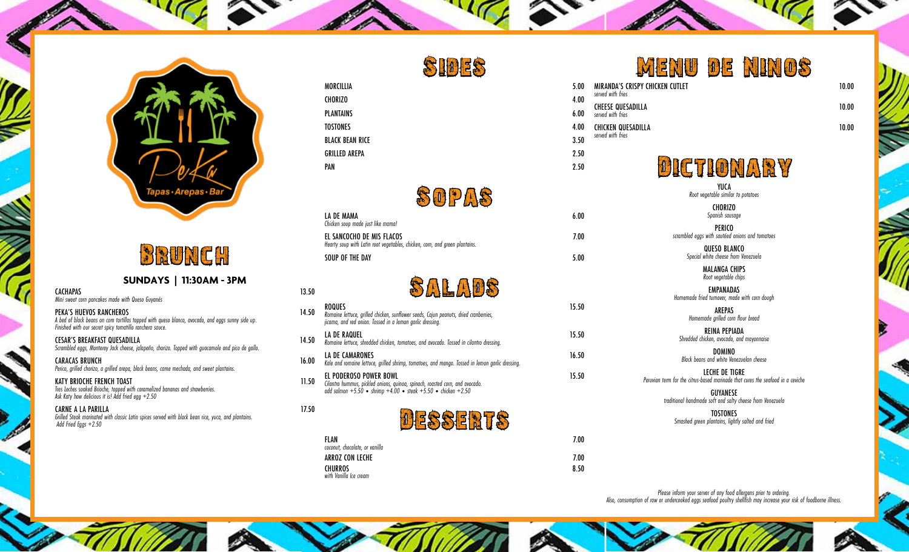Tapas • Arepas • Bar

# BRUNCH

## SUNDAYS | 11:30AM - 3PM

**CACHAPAS** 13.50
*Mini sweet corn pancakes made with Queso Guyanés*

**PEKA'S HUEVOS RANCHEROS** 14.50
*A bed of black beans on corn tortillas topped with queso blanco, avocado, and eggs sunny side up. Finished with our secret spicy tomatillo ranchero sauce.*

**CESAR'S BREAKFAST QUESADILLA** 14.50
*Scrambled eggs, Monterey Jack cheese, jalapeño, chorizo. Topped with guacamole and pico de gallo.*

**CARACAS BRUNCH** 16.00
*Perico, grilled chorizo, a grilled arepa, black beans, carne mechada, and sweet plantains.*

**KATY BRIOCHE FRENCH TOAST** 11.50
*Tres Leches soaked Brioche, topped with caramelized bananas and strawberries. Ask Katy how delicious it is! Add fried egg +2.50*

**CARNE A LA PARILLA** 17.50
*Grilled Steak marinated with classic Latin spices served with black bean rice, yuca, and plantains. Add Fried Eggs +2.50*

# SIDES

| | |
|---|---|
| MORCILLIA | 5.00 |
| CHORIZO | 4.00 |
| PLANTAINS | 6.00 |
| TOSTONES | 4.00 |
| BLACK BEAN RICE | 3.50 |
| GRILLED AREPA | 2.50 |
| PAN | 2.50 |

# SOPAS

**LA DE MAMA** 6.00
*Chicken soup made just like mama!*

**EL SANCOCHO DE MIS FLACOS** 7.00
*Hearty soup with Latin root vegetables, chicken, corn, and green plantains.*

**SOUP OF THE DAY** 5.00

# SALADS

**ROQUES** 15.50
*Romaine lettuce, grilled chicken, sunflower seeds, Cajun peanuts, dried cranberries, jicama, and red onion. Tossed in a lemon garlic dressing.*

**LA DE RAQUEL** 15.50
*Romaine lettuce, shredded chicken, tomatoes, and avocado. Tossed in cilantro dressing.*

**LA DE CAMARONES** 16.50
*Kale and romaine lettuce, grilled shrimp, tomatoes, and mango. Tossed in lemon garlic dressing.*

**EL PODEROSO POWER BOWL** 15.50
*Cilantro hummus, pickled onions, quinoa, spinach, roasted corn, and avocado. add salmon +5.50 • shrimp +4.00 • steak +5.50 • chicken +2.50*

# DESSERTS

**FLAN** 7.00
*coconut, chocolate, or vanilla*

**ARROZ CON LECHE** 7.00

**CHURROS** 8.50
*with Vanilla Ice cream*

# MENU DE NINOS

**MIRANDA'S CRISPY CHICKEN CUTLET** 10.00
*served with fries*

**CHEESE QUESADILLA** 10.00
*served with fries*

**CHICKEN QUESADILLA** 10.00
*served with fries*

# DICTIONARY

**YUCA**
*Root vegetable similar to potatoes*

**CHORIZO**
*Spanish sausage*

**PERICO**
*scrambled eggs with sautéed onions and tomatoes*

**QUESO BLANCO**
*Special white cheese from Venezuela*

**MALANGA CHIPS**
*Root vegetable chips*

**EMPANADAS**
*Homemade fried turnover, made with corn dough*

**AREPAS**
*Homemade grilled corn flour bread*

**REINA PEPIADA**
*Shredded chicken, avocado, and mayonnaise*

**DOMINO**
*Black beans and white Venezuelan cheese*

**LECHE DE TIGRE**
*Peruvian term for the citrus-based marinade that cures the seafood in a ceviche*

**GUYANESE**
*traditional handmade soft and salty cheese from Venezuela*

**TOSTONES**
*Smashed green plantains, lightly salted and fried*

*Please inform your server of any food allergens prior to ordering. Also, consumption of raw or undercooked eggs seafood poultry shellfish may increase your risk of foodborne illness.*